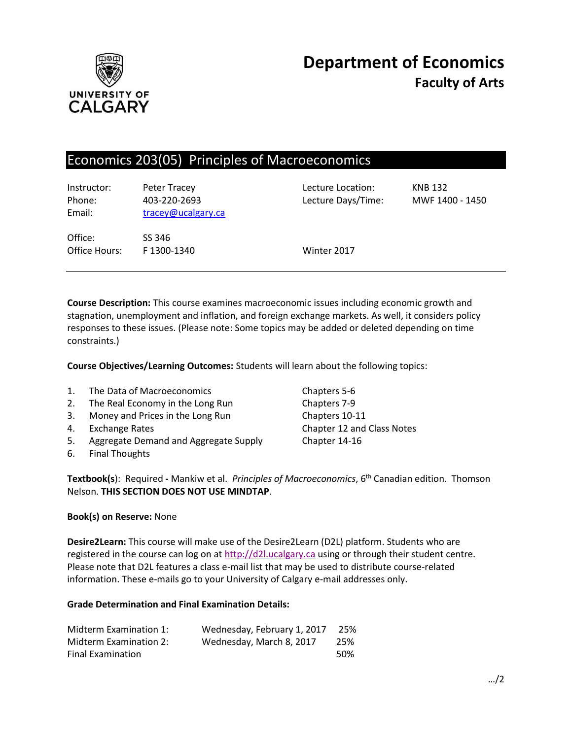UNIVERSITY OF CALGARY

# Department of Economics
## Faculty of Arts

# Economics 203(05) Principles of Macroeconomics

| | | | |
|---|---|---|---|
| Instructor: | Peter Tracey | Lecture Location: | KNB 132 |
| Phone: | 403-220-2693 | Lecture Days/Time: | MWF 1400 - 1450 |
| Email: | tracey@ucalgary.ca | | |
| Office: | SS 346 | | |
| Office Hours: | F 1300-1340 | Winter 2017 | |

**Course Description:** This course examines macroeconomic issues including economic growth and stagnation, unemployment and inflation, and foreign exchange markets. As well, it considers policy responses to these issues. (Please note: Some topics may be added or deleted depending on time constraints.)

**Course Objectives/Learning Outcomes:** Students will learn about the following topics:

| | | |
|---|---|---|
| 1. | The Data of Macroeconomics | Chapters 5-6 |
| 2. | The Real Economy in the Long Run | Chapters 7-9 |
| 3. | Money and Prices in the Long Run | Chapters 10-11 |
| 4. | Exchange Rates | Chapter 12 and Class Notes |
| 5. | Aggregate Demand and Aggregate Supply | Chapter 14-16 |
| 6. | Final Thoughts | |

**Textbook(s)**: Required **-** Mankiw et al. *Principles of Macroeconomics*, 6th Canadian edition. Thomson Nelson. **THIS SECTION DOES NOT USE MINDTAP**.

**Book(s) on Reserve:** None

**Desire2Learn:** This course will make use of the Desire2Learn (D2L) platform. Students who are registered in the course can log on at http://d2l.ucalgary.ca using or through their student centre. Please note that D2L features a class e-mail list that may be used to distribute course-related information. These e-mails go to your University of Calgary e-mail addresses only.

**Grade Determination and Final Examination Details:**

| | | |
|---|---|---|
| Midterm Examination 1: | Wednesday, February 1, 2017 | 25% |
| Midterm Examination 2: | Wednesday, March 8, 2017 | 25% |
| Final Examination | | 50% |

.../2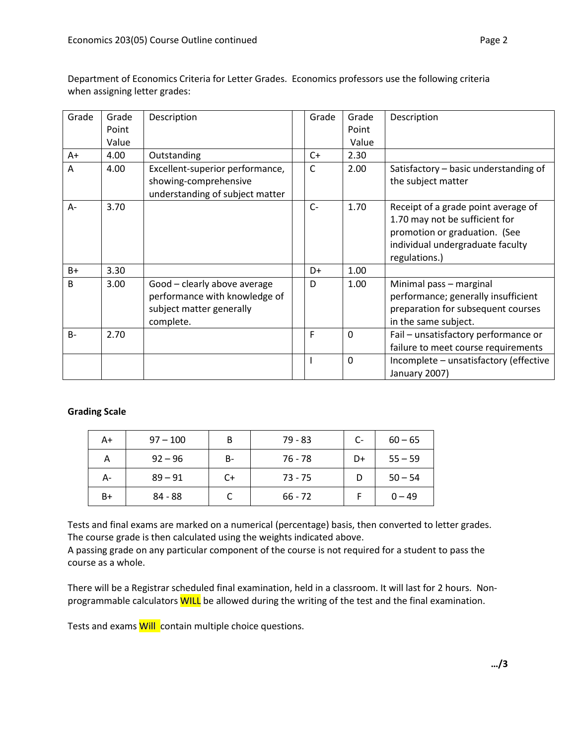Department of Economics Criteria for Letter Grades. Economics professors use the following criteria when assigning letter grades:

| Grade | Grade Point Value | Description | | Grade | Grade Point Value | Description |
|---|---|---|---|---|---|---|
| A+ | 4.00 | Outstanding | | C+ | 2.30 | |
| A | 4.00 | Excellent-superior performance, showing-comprehensive understanding of subject matter | | C | 2.00 | Satisfactory – basic understanding of the subject matter |
| A- | 3.70 | | | C- | 1.70 | Receipt of a grade point average of 1.70 may not be sufficient for promotion or graduation. (See individual undergraduate faculty regulations.) |
| B+ | 3.30 | | | D+ | 1.00 | |
| B | 3.00 | Good – clearly above average performance with knowledge of subject matter generally complete. | | D | 1.00 | Minimal pass – marginal performance; generally insufficient preparation for subsequent courses in the same subject. |
| B- | 2.70 | | | F | 0 | Fail – unsatisfactory performance or failure to meet course requirements |
| | | | | I | 0 | Incomplete – unsatisfactory (effective January 2007) |

**Grading Scale**

| | | | | | |
|---|---|---|---|---|---|
| A+ | 97 – 100 | B | 79 - 83 | C- | 60 – 65 |
| A | 92 – 96 | B- | 76 - 78 | D+ | 55 – 59 |
| A- | 89 – 91 | C+ | 73 - 75 | D | 50 – 54 |
| B+ | 84 - 88 | C | 66 - 72 | F | 0 – 49 |

Tests and final exams are marked on a numerical (percentage) basis, then converted to letter grades. The course grade is then calculated using the weights indicated above.
A passing grade on any particular component of the course is not required for a student to pass the course as a whole.

There will be a Registrar scheduled final examination, held in a classroom. It will last for 2 hours. Non-programmable calculators WILL be allowed during the writing of the test and the final examination.

Tests and exams Will contain multiple choice questions.

…/3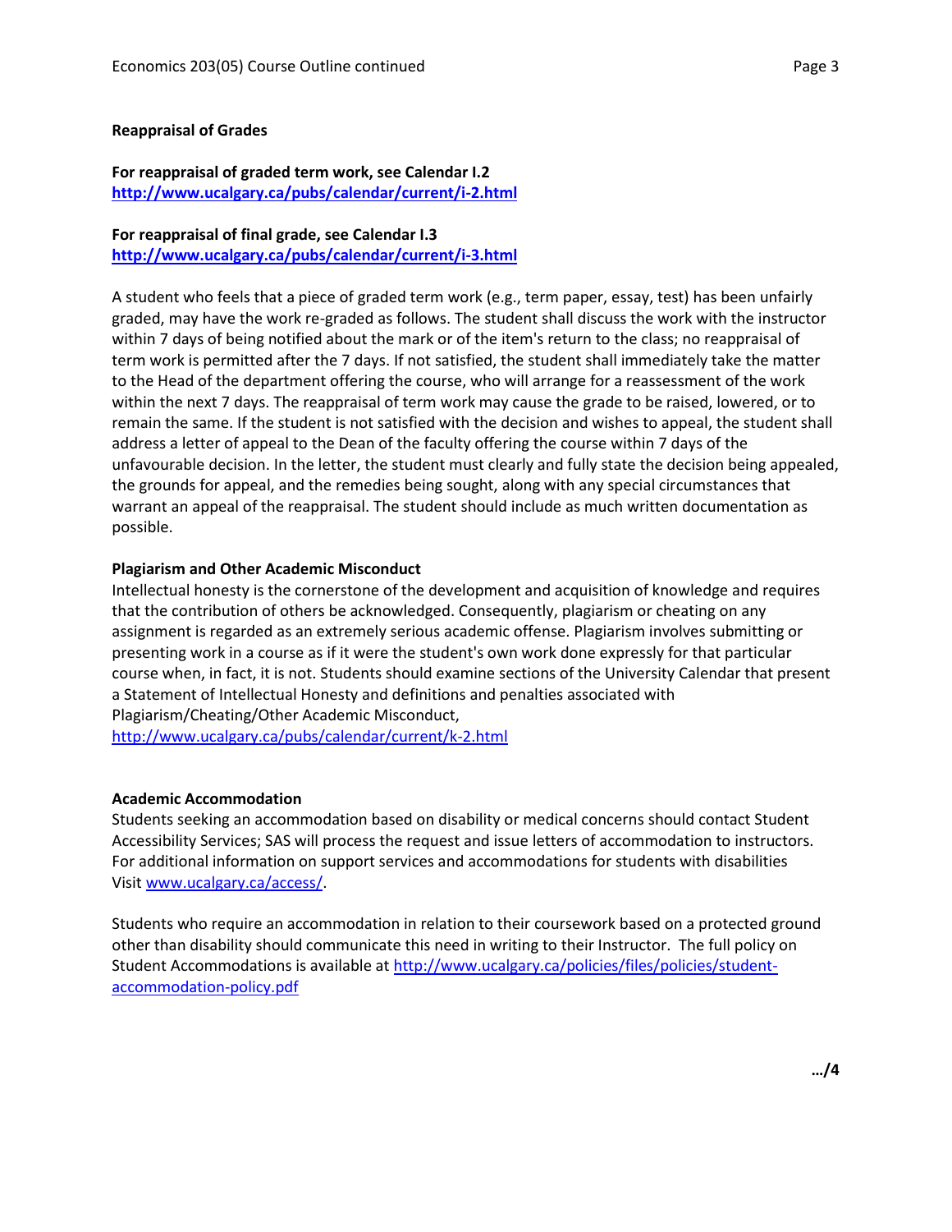### Reappraisal of Grades

**For reappraisal of graded term work, see Calendar I.2**
**http://www.ucalgary.ca/pubs/calendar/current/i-2.html**

**For reappraisal of final grade, see Calendar I.3**
**http://www.ucalgary.ca/pubs/calendar/current/i-3.html**

A student who feels that a piece of graded term work (e.g., term paper, essay, test) has been unfairly graded, may have the work re-graded as follows. The student shall discuss the work with the instructor within 7 days of being notified about the mark or of the item's return to the class; no reappraisal of term work is permitted after the 7 days. If not satisfied, the student shall immediately take the matter to the Head of the department offering the course, who will arrange for a reassessment of the work within the next 7 days. The reappraisal of term work may cause the grade to be raised, lowered, or to remain the same. If the student is not satisfied with the decision and wishes to appeal, the student shall address a letter of appeal to the Dean of the faculty offering the course within 7 days of the unfavourable decision. In the letter, the student must clearly and fully state the decision being appealed, the grounds for appeal, and the remedies being sought, along with any special circumstances that warrant an appeal of the reappraisal. The student should include as much written documentation as possible.

### Plagiarism and Other Academic Misconduct

Intellectual honesty is the cornerstone of the development and acquisition of knowledge and requires that the contribution of others be acknowledged. Consequently, plagiarism or cheating on any assignment is regarded as an extremely serious academic offense. Plagiarism involves submitting or presenting work in a course as if it were the student's own work done expressly for that particular course when, in fact, it is not. Students should examine sections of the University Calendar that present a Statement of Intellectual Honesty and definitions and penalties associated with Plagiarism/Cheating/Other Academic Misconduct,
http://www.ucalgary.ca/pubs/calendar/current/k-2.html

### Academic Accommodation

Students seeking an accommodation based on disability or medical concerns should contact Student Accessibility Services; SAS will process the request and issue letters of accommodation to instructors. For additional information on support services and accommodations for students with disabilities Visit www.ucalgary.ca/access/.

Students who require an accommodation in relation to their coursework based on a protected ground other than disability should communicate this need in writing to their Instructor. The full policy on Student Accommodations is available at http://www.ucalgary.ca/policies/files/policies/student-accommodation-policy.pdf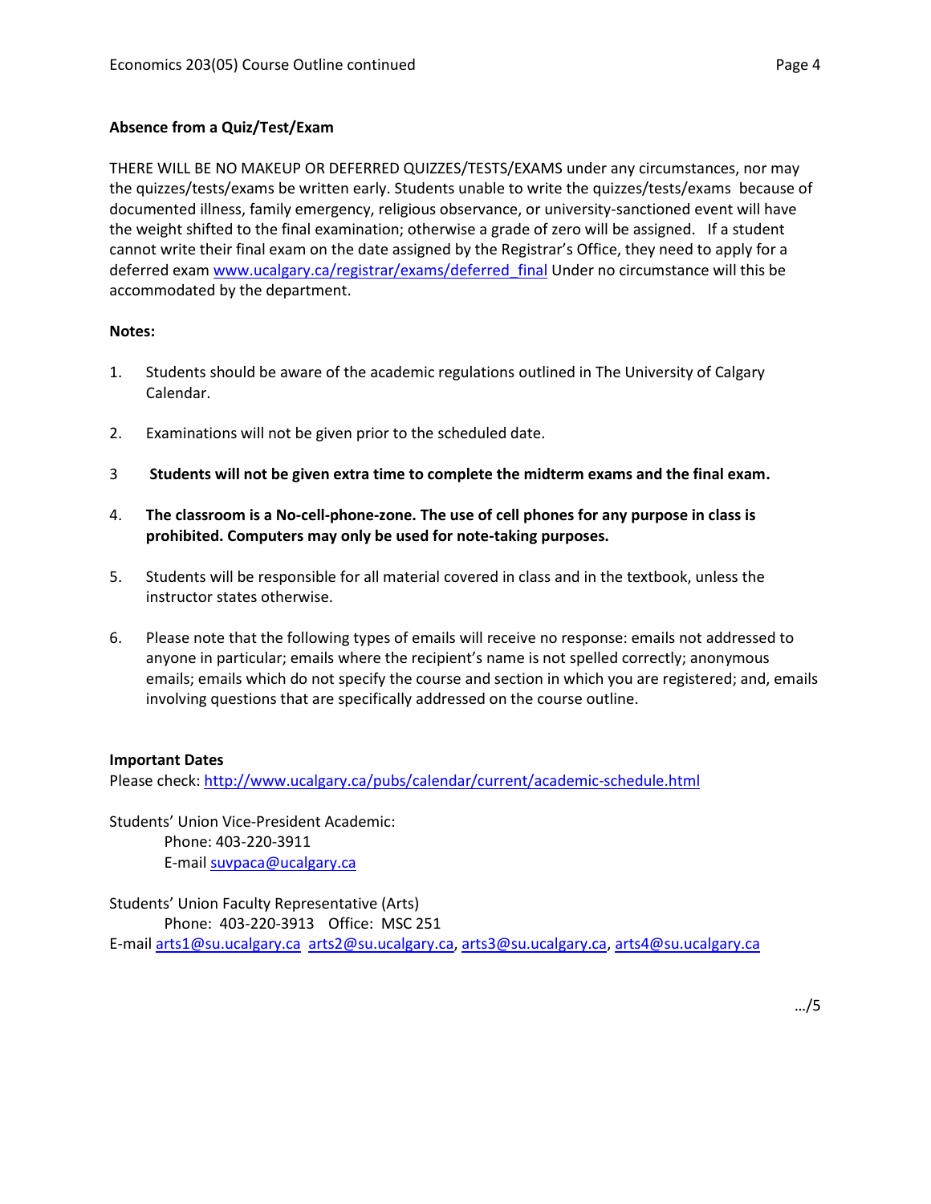**Absence from a Quiz/Test/Exam**

THERE WILL BE NO MAKEUP OR DEFERRED QUIZZES/TESTS/EXAMS under any circumstances, nor may the quizzes/tests/exams be written early. Students unable to write the quizzes/tests/exams because of documented illness, family emergency, religious observance, or university-sanctioned event will have the weight shifted to the final examination; otherwise a grade of zero will be assigned. If a student cannot write their final exam on the date assigned by the Registrar's Office, they need to apply for a deferred exam www.ucalgary.ca/registrar/exams/deferred_final Under no circumstance will this be accommodated by the department.

**Notes:**

1. Students should be aware of the academic regulations outlined in The University of Calgary Calendar.

2. Examinations will not be given prior to the scheduled date.

3 **Students will not be given extra time to complete the midterm exams and the final exam.**

4. **The classroom is a No-cell-phone-zone. The use of cell phones for any purpose in class is prohibited. Computers may only be used for note-taking purposes.**

5. Students will be responsible for all material covered in class and in the textbook, unless the instructor states otherwise.

6. Please note that the following types of emails will receive no response: emails not addressed to anyone in particular; emails where the recipient's name is not spelled correctly; anonymous emails; emails which do not specify the course and section in which you are registered; and, emails involving questions that are specifically addressed on the course outline.

**Important Dates**
Please check: http://www.ucalgary.ca/pubs/calendar/current/academic-schedule.html

Students' Union Vice-President Academic:
Phone: 403-220-3911
E-mail suvpaca@ucalgary.ca

Students' Union Faculty Representative (Arts)
Phone: 403-220-3913 Office: MSC 251
E-mail arts1@su.ucalgary.ca arts2@su.ucalgary.ca, arts3@su.ucalgary.ca, arts4@su.ucalgary.ca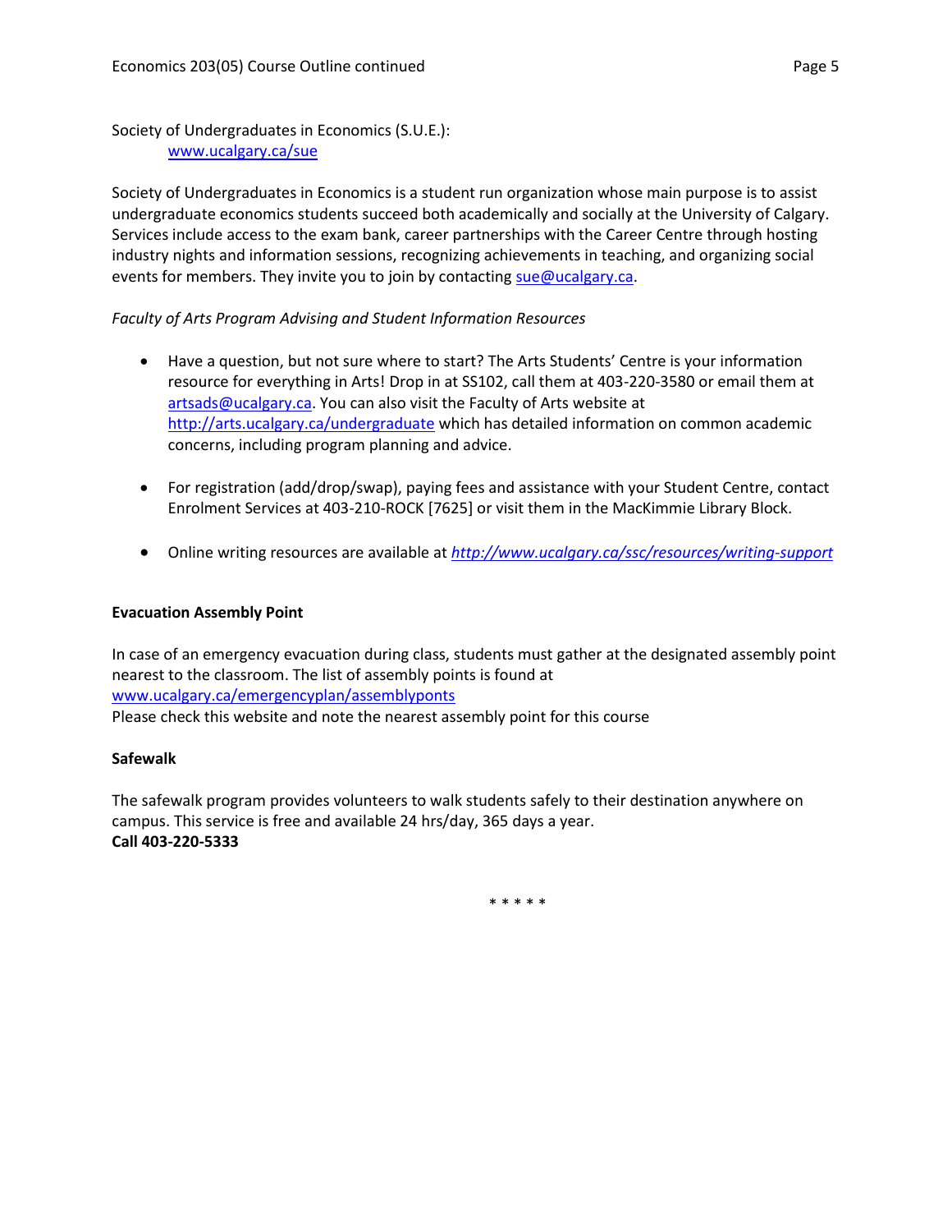Society of Undergraduates in Economics (S.U.E.):
www.ucalgary.ca/sue

Society of Undergraduates in Economics is a student run organization whose main purpose is to assist undergraduate economics students succeed both academically and socially at the University of Calgary. Services include access to the exam bank, career partnerships with the Career Centre through hosting industry nights and information sessions, recognizing achievements in teaching, and organizing social events for members. They invite you to join by contacting sue@ucalgary.ca.

*Faculty of Arts Program Advising and Student Information Resources*

- Have a question, but not sure where to start? The Arts Students' Centre is your information resource for everything in Arts! Drop in at SS102, call them at 403-220-3580 or email them at artsads@ucalgary.ca. You can also visit the Faculty of Arts website at http://arts.ucalgary.ca/undergraduate which has detailed information on common academic concerns, including program planning and advice.

- For registration (add/drop/swap), paying fees and assistance with your Student Centre, contact Enrolment Services at 403-210-ROCK [7625] or visit them in the MacKimmie Library Block.

- Online writing resources are available at *http://www.ucalgary.ca/ssc/resources/writing-support*

**Evacuation Assembly Point**

In case of an emergency evacuation during class, students must gather at the designated assembly point nearest to the classroom. The list of assembly points is found at
www.ucalgary.ca/emergencyplan/assemblyponts
Please check this website and note the nearest assembly point for this course

**Safewalk**

The safewalk program provides volunteers to walk students safely to their destination anywhere on campus. This service is free and available 24 hrs/day, 365 days a year.
**Call 403-220-5333**

\* \* \* \* \*